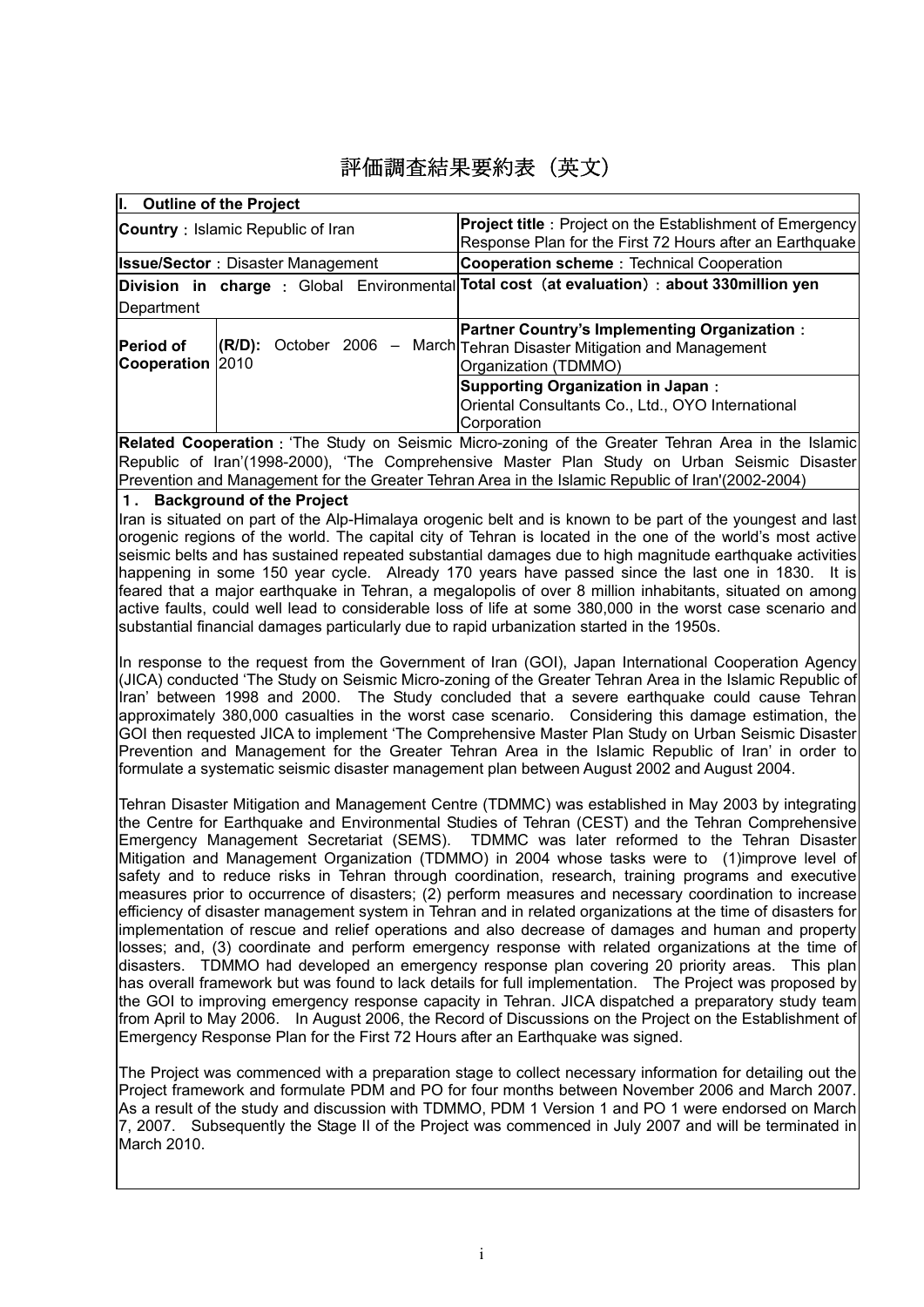# 評価調査結果要約表（英文）

| I. Outline of the Project | | |
|---|---|---|
| **Country**：Islamic Republic of Iran | | **Project title**：Project on the Establishment of Emergency Response Plan for the First 72 Hours after an Earthquake |
| **Issue/Sector**：Disaster Management | | **Cooperation scheme**：Technical Cooperation |
| **Division in charge**：Global Environmental Department | | **Total cost（at evaluation）：about 330million yen** |
| **Period of Cooperation** | **(R/D):** October 2006 – March 2010 | **Partner Country's Implementing Organization**：Tehran Disaster Mitigation and Management Organization (TDMMO) |
| | | **Supporting Organization in Japan**：Oriental Consultants Co., Ltd., OYO International Corporation |

**Related Cooperation**：'The Study on Seismic Micro-zoning of the Greater Tehran Area in the Islamic Republic of Iran'(1998-2000), 'The Comprehensive Master Plan Study on Urban Seismic Disaster Prevention and Management for the Greater Tehran Area in the Islamic Republic of Iran'(2002-2004)

## 1． Background of the Project

Iran is situated on part of the Alp-Himalaya orogenic belt and is known to be part of the youngest and last orogenic regions of the world. The capital city of Tehran is located in the one of the world's most active seismic belts and has sustained repeated substantial damages due to high magnitude earthquake activities happening in some 150 year cycle. Already 170 years have passed since the last one in 1830. It is feared that a major earthquake in Tehran, a megalopolis of over 8 million inhabitants, situated on among active faults, could well lead to considerable loss of life at some 380,000 in the worst case scenario and substantial financial damages particularly due to rapid urbanization started in the 1950s.

In response to the request from the Government of Iran (GOI), Japan International Cooperation Agency (JICA) conducted 'The Study on Seismic Micro-zoning of the Greater Tehran Area in the Islamic Republic of Iran' between 1998 and 2000. The Study concluded that a severe earthquake could cause Tehran approximately 380,000 casualties in the worst case scenario. Considering this damage estimation, the GOI then requested JICA to implement 'The Comprehensive Master Plan Study on Urban Seismic Disaster Prevention and Management for the Greater Tehran Area in the Islamic Republic of Iran' in order to formulate a systematic seismic disaster management plan between August 2002 and August 2004.

Tehran Disaster Mitigation and Management Centre (TDMMC) was established in May 2003 by integrating the Centre for Earthquake and Environmental Studies of Tehran (CEST) and the Tehran Comprehensive Emergency Management Secretariat (SEMS). TDMMC was later reformed to the Tehran Disaster Mitigation and Management Organization (TDMMO) in 2004 whose tasks were to (1)improve level of safety and to reduce risks in Tehran through coordination, research, training programs and executive measures prior to occurrence of disasters; (2) perform measures and necessary coordination to increase efficiency of disaster management system in Tehran and in related organizations at the time of disasters for implementation of rescue and relief operations and also decrease of damages and human and property losses; and, (3) coordinate and perform emergency response with related organizations at the time of disasters. TDMMO had developed an emergency response plan covering 20 priority areas. This plan has overall framework but was found to lack details for full implementation. The Project was proposed by the GOI to improving emergency response capacity in Tehran. JICA dispatched a preparatory study team from April to May 2006. In August 2006, the Record of Discussions on the Project on the Establishment of Emergency Response Plan for the First 72 Hours after an Earthquake was signed.

The Project was commenced with a preparation stage to collect necessary information for detailing out the Project framework and formulate PDM and PO for four months between November 2006 and March 2007. As a result of the study and discussion with TDMMO, PDM 1 Version 1 and PO 1 were endorsed on March 7, 2007. Subsequently the Stage II of the Project was commenced in July 2007 and will be terminated in March 2010.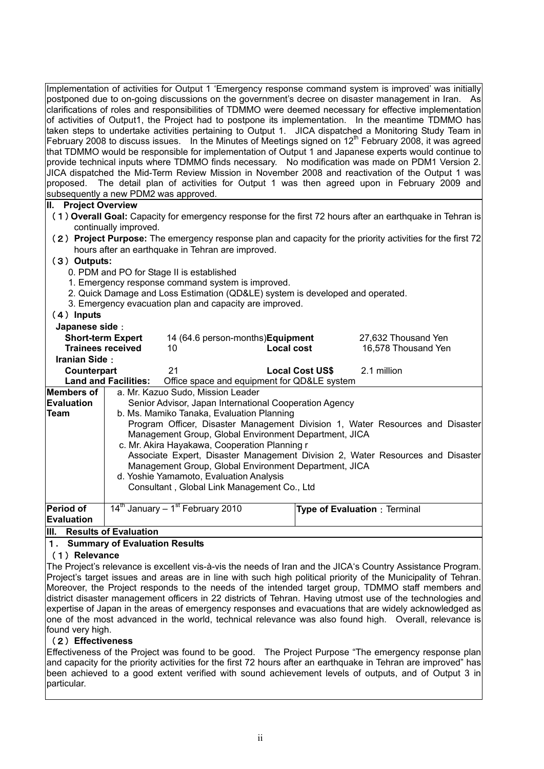Implementation of activities for Output 1 'Emergency response command system is improved' was initially postponed due to on-going discussions on the government's decree on disaster management in Iran. As clarifications of roles and responsibilities of TDMMO were deemed necessary for effective implementation of activities of Output1, the Project had to postpone its implementation. In the meantime TDMMO has taken steps to undertake activities pertaining to Output 1. JICA dispatched a Monitoring Study Team in February 2008 to discuss issues. In the Minutes of Meetings signed on 12th February 2008, it was agreed that TDMMO would be responsible for implementation of Output 1 and Japanese experts would continue to provide technical inputs where TDMMO finds necessary. No modification was made on PDM1 Version 2. JICA dispatched the Mid-Term Review Mission in November 2008 and reactivation of the Output 1 was proposed. The detail plan of activities for Output 1 was then agreed upon in February 2009 and subsequently a new PDM2 was approved.

## II. Project Overview

（1）**Overall Goal:** Capacity for emergency response for the first 72 hours after an earthquake in Tehran is continually improved.

（2）**Project Purpose:** The emergency response plan and capacity for the priority activities for the first 72 hours after an earthquake in Tehran are improved.

（3）**Outputs:**

0. PDM and PO for Stage II is established
1. Emergency response command system is improved.
2. Quick Damage and Loss Estimation (QD&LE) system is developed and operated.
3. Emergency evacuation plan and capacity are improved.

（4）**Inputs**

**Japanese side：**

| | | | |
|---|---|---|---|
| **Short-term Expert** | 14 (64.6 person-months) | **Equipment** | 27,632 Thousand Yen |
| **Trainees received** | 10 | **Local cost** | 16,578 Thousand Yen |

**Iranian Side：**

| | | | |
|---|---|---|---|
| **Counterpart** | 21 | **Local Cost US$** | 2.1 million |
| **Land and Facilities:** | Office space and equipment for QD&LE system | | |

| | | |
|---|---|---|
| **Members of Evaluation Team** | a. Mr. Kazuo Sudo, Mission Leader<br>Senior Advisor, Japan International Cooperation Agency<br>b. Ms. Mamiko Tanaka, Evaluation Planning<br>Program Officer, Disaster Management Division 1, Water Resources and Disaster Management Group, Global Environment Department, JICA<br>c. Mr. Akira Hayakawa, Cooperation Planning r<br>Associate Expert, Disaster Management Division 2, Water Resources and Disaster Management Group, Global Environment Department, JICA<br>d. Yoshie Yamamoto, Evaluation Analysis<br>Consultant , Global Link Management Co., Ltd | |
| **Period of Evaluation** | 14th January – 1st February 2010 | **Type of Evaluation**：Terminal |

## III. Results of Evaluation

### 1. Summary of Evaluation Results

#### （1）Relevance

The Project's relevance is excellent vis-à-vis the needs of Iran and the JICA's Country Assistance Program. Project's target issues and areas are in line with such high political priority of the Municipality of Tehran. Moreover, the Project responds to the needs of the intended target group, TDMMO staff members and district disaster management officers in 22 districts of Tehran. Having utmost use of the technologies and expertise of Japan in the areas of emergency responses and evacuations that are widely acknowledged as one of the most advanced in the world, technical relevance was also found high. Overall, relevance is found very high.

#### （2）Effectiveness

Effectiveness of the Project was found to be good. The Project Purpose "The emergency response plan and capacity for the priority activities for the first 72 hours after an earthquake in Tehran are improved" has been achieved to a good extent verified with sound achievement levels of outputs, and of Output 3 in particular.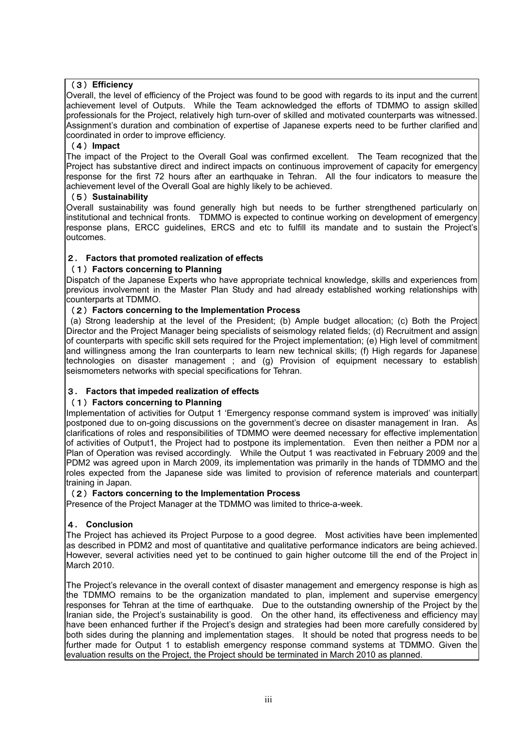### （３）Efficiency

Overall, the level of efficiency of the Project was found to be good with regards to its input and the current achievement level of Outputs. While the Team acknowledged the efforts of TDMMO to assign skilled professionals for the Project, relatively high turn-over of skilled and motivated counterparts was witnessed. Assignment's duration and combination of expertise of Japanese experts need to be further clarified and coordinated in order to improve efficiency.

### （４）Impact

The impact of the Project to the Overall Goal was confirmed excellent. The Team recognized that the Project has substantive direct and indirect impacts on continuous improvement of capacity for emergency response for the first 72 hours after an earthquake in Tehran. All the four indicators to measure the achievement level of the Overall Goal are highly likely to be achieved.

### （５）Sustainability

Overall sustainability was found generally high but needs to be further strengthened particularly on institutional and technical fronts. TDMMO is expected to continue working on development of emergency response plans, ERCC guidelines, ERCS and etc to fulfill its mandate and to sustain the Project's outcomes.

## ２． Factors that promoted realization of effects

### （１）Factors concerning to Planning

Dispatch of the Japanese Experts who have appropriate technical knowledge, skills and experiences from previous involvement in the Master Plan Study and had already established working relationships with counterparts at TDMMO.

### （２）Factors concerning to the Implementation Process

(a) Strong leadership at the level of the President; (b) Ample budget allocation; (c) Both the Project Director and the Project Manager being specialists of seismology related fields; (d) Recruitment and assign of counterparts with specific skill sets required for the Project implementation; (e) High level of commitment and willingness among the Iran counterparts to learn new technical skills; (f) High regards for Japanese technologies on disaster management ; and (g) Provision of equipment necessary to establish seismometers networks with special specifications for Tehran.

## ３． Factors that impeded realization of effects

### （１）Factors concerning to Planning

Implementation of activities for Output 1 'Emergency response command system is improved' was initially postponed due to on-going discussions on the government's decree on disaster management in Iran. As clarifications of roles and responsibilities of TDMMO were deemed necessary for effective implementation of activities of Output1, the Project had to postpone its implementation. Even then neither a PDM nor a Plan of Operation was revised accordingly. While the Output 1 was reactivated in February 2009 and the PDM2 was agreed upon in March 2009, its implementation was primarily in the hands of TDMMO and the roles expected from the Japanese side was limited to provision of reference materials and counterpart training in Japan.

### （２）Factors concerning to the Implementation Process

Presence of the Project Manager at the TDMMO was limited to thrice-a-week.

## ４． Conclusion

The Project has achieved its Project Purpose to a good degree. Most activities have been implemented as described in PDM2 and most of quantitative and qualitative performance indicators are being achieved. However, several activities need yet to be continued to gain higher outcome till the end of the Project in March 2010.

The Project's relevance in the overall context of disaster management and emergency response is high as the TDMMO remains to be the organization mandated to plan, implement and supervise emergency responses for Tehran at the time of earthquake. Due to the outstanding ownership of the Project by the Iranian side, the Project's sustainability is good. On the other hand, its effectiveness and efficiency may have been enhanced further if the Project's design and strategies had been more carefully considered by both sides during the planning and implementation stages. It should be noted that progress needs to be further made for Output 1 to establish emergency response command systems at TDMMO. Given the evaluation results on the Project, the Project should be terminated in March 2010 as planned.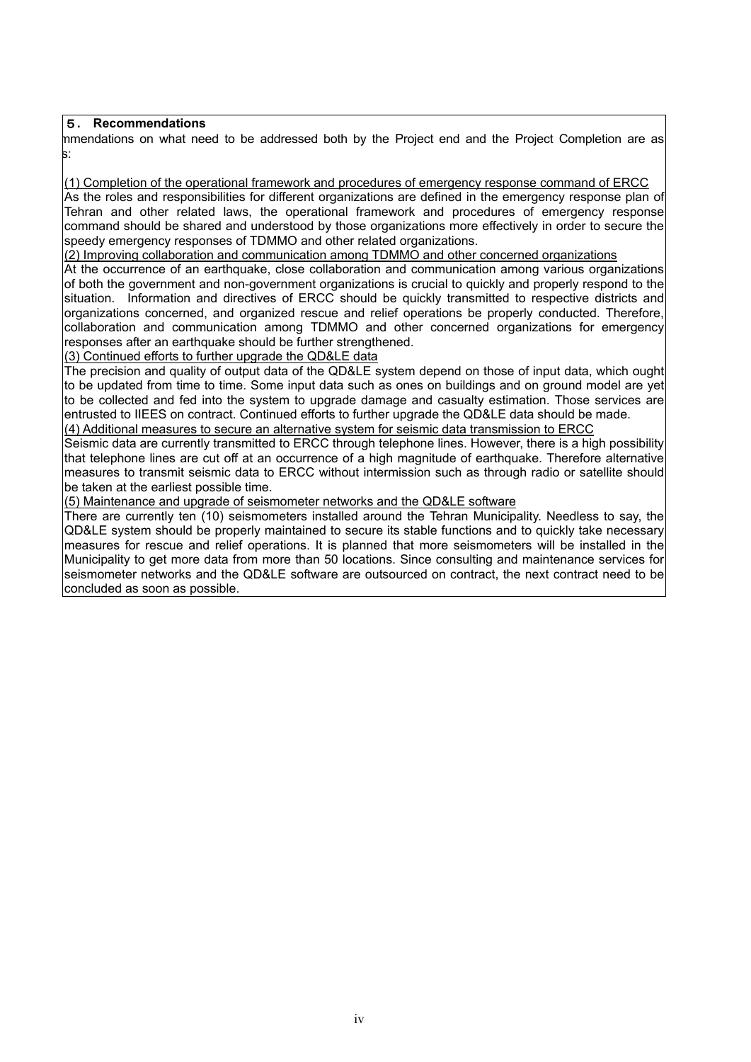## ５. Recommendations

mmendations on what need to be addressed both by the Project end and the Project Completion are as s:

(1) Completion of the operational framework and procedures of emergency response command of ERCC

As the roles and responsibilities for different organizations are defined in the emergency response plan of Tehran and other related laws, the operational framework and procedures of emergency response command should be shared and understood by those organizations more effectively in order to secure the speedy emergency responses of TDMMO and other related organizations.

(2) Improving collaboration and communication among TDMMO and other concerned organizations

At the occurrence of an earthquake, close collaboration and communication among various organizations of both the government and non-government organizations is crucial to quickly and properly respond to the situation. Information and directives of ERCC should be quickly transmitted to respective districts and organizations concerned, and organized rescue and relief operations be properly conducted. Therefore, collaboration and communication among TDMMO and other concerned organizations for emergency responses after an earthquake should be further strengthened.

(3) Continued efforts to further upgrade the QD&LE data

The precision and quality of output data of the QD&LE system depend on those of input data, which ought to be updated from time to time. Some input data such as ones on buildings and on ground model are yet to be collected and fed into the system to upgrade damage and casualty estimation. Those services are entrusted to IIEES on contract. Continued efforts to further upgrade the QD&LE data should be made.

(4) Additional measures to secure an alternative system for seismic data transmission to ERCC

Seismic data are currently transmitted to ERCC through telephone lines. However, there is a high possibility that telephone lines are cut off at an occurrence of a high magnitude of earthquake. Therefore alternative measures to transmit seismic data to ERCC without intermission such as through radio or satellite should be taken at the earliest possible time.

(5) Maintenance and upgrade of seismometer networks and the QD&LE software

There are currently ten (10) seismometers installed around the Tehran Municipality. Needless to say, the QD&LE system should be properly maintained to secure its stable functions and to quickly take necessary measures for rescue and relief operations. It is planned that more seismometers will be installed in the Municipality to get more data from more than 50 locations. Since consulting and maintenance services for seismometer networks and the QD&LE software are outsourced on contract, the next contract need to be concluded as soon as possible.